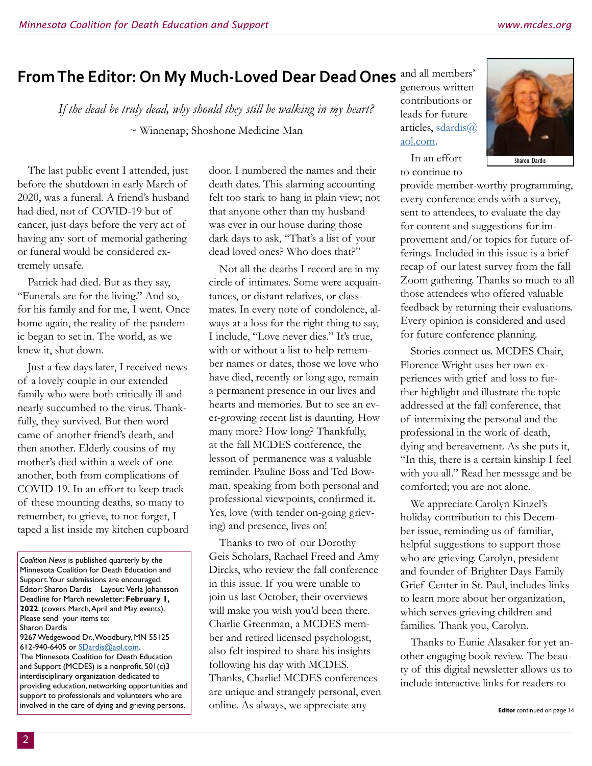## From The Editor: On My Much-Loved Dear Dead Ones

*If the dead be truly dead, why should they still be walking in my heart?*

~ Winnenap; Shoshone Medicine Man

The last public event I attended, just before the shutdown in early March of 2020, was a funeral. A friend's husband had died, not of COVID-19 but of cancer, just days before the very act of having any sort of memorial gathering or funeral would be considered extremely unsafe.

Patrick had died. But as they say, "Funerals are for the living." And so, for his family and for me, I went. Once home again, the reality of the pandemic began to set in. The world, as we knew it, shut down.

Just a few days later, I received news of a lovely couple in our extended family who were both critically ill and nearly succumbed to the virus. Thankfully, they survived. But then word came of another friend's death, and then another. Elderly cousins of my mother's died within a week of one another, both from complications of COVID-19. In an effort to keep track of these mounting deaths, so many to remember, to grieve, to not forget, I taped a list inside my kitchen cupboard door. I numbered the names and their death dates. This alarming accounting felt too stark to hang in plain view; not that anyone other than my husband was ever in our house during those dark days to ask, "That's a list of your dead loved ones? Who does that?"

Not all the deaths I record are in my circle of intimates. Some were acquaintances, or distant relatives, or classmates. In every note of condolence, always at a loss for the right thing to say, I include, "Love never dies." It's true, with or without a list to help remember names or dates, those we love who have died, recently or long ago, remain a permanent presence in our lives and hearts and memories. But to see an ever-growing recent list is daunting. How many more? How long? Thankfully, at the fall MCDES conference, the lesson of permanence was a valuable reminder. Pauline Boss and Ted Bowman, speaking from both personal and professional viewpoints, confirmed it. Yes, love (with tender on-going grieving) and presence, lives on!

Thanks to two of our Dorothy Geis Scholars, Rachael Freed and Amy Dircks, who review the fall conference in this issue. If you were unable to join us last October, their overviews will make you wish you'd been there. Charlie Greenman, a MCDES member and retired licensed psychologist, also felt inspired to share his insights following his day with MCDES. Thanks, Charlie! MCDES conferences are unique and strangely personal, even online. As always, we appreciate any and all members' generous written contributions or leads for future articles, sdardis@aol.com.

Sharon Dardis

In an effort to continue to provide member-worthy programming, every conference ends with a survey, sent to attendees, to evaluate the day for content and suggestions for improvement and/or topics for future offerings. Included in this issue is a brief recap of our latest survey from the fall Zoom gathering. Thanks so much to all those attendees who offered valuable feedback by returning their evaluations. Every opinion is considered and used for future conference planning.

Stories connect us. MCDES Chair, Florence Wright uses her own experiences with grief and loss to further highlight and illustrate the topic addressed at the fall conference, that of intermixing the personal and the professional in the work of death, dying and bereavement. As she puts it, "In this, there is a certain kinship I feel with you all." Read her message and be comforted; you are not alone.

We appreciate Carolyn Kinzel's holiday contribution to this December issue, reminding us of familiar, helpful suggestions to support those who are grieving. Carolyn, president and founder of Brighter Days Family Grief Center in St. Paul, includes links to learn more about her organization, which serves grieving children and families. Thank you, Carolyn.

Thanks to Eunie Alasaker for yet another engaging book review. The beauty of this digital newsletter allows us to include interactive links for readers to

**Editor** continued on page 14

---

*Coalition News* is published quarterly by the Minnesota Coalition for Death Education and Support. Your submissions are encouraged.
Editor: Sharon Dardis Layout: Verla Johansson
Deadline for March newsletter: **February 1, 2022**. (covers March, April and May events).
Please send your items to:
Sharon Dardis
9267 Wedgewood Dr., Woodbury, MN 55125
612-940-6405 or SDardis@aol.com.
The Minnesota Coalition for Death Education and Support (MCDES) is a nonprofit, 501(c)3 interdisciplinary organization dedicated to providing education, networking opportunities and support to professionals and volunteers who are involved in the care of dying and grieving persons.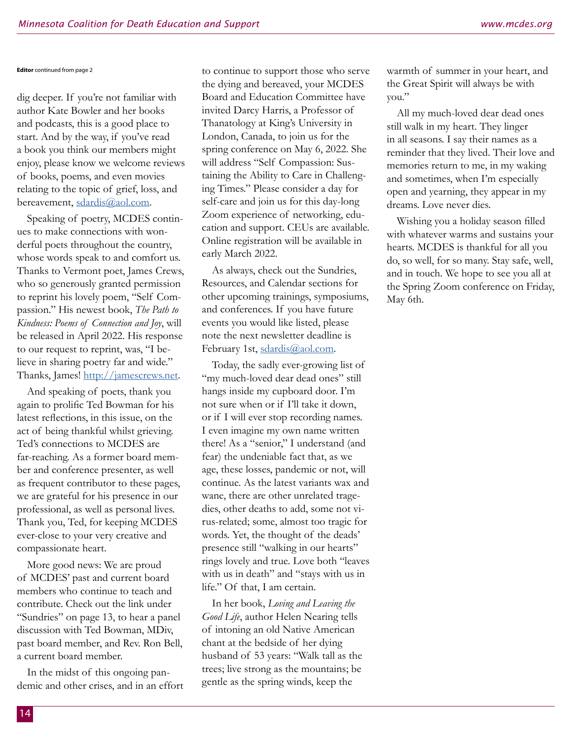**Editor** continued from page 2

dig deeper. If you're not familiar with author Kate Bowler and her books and podcasts, this is a good place to start. And by the way, if you've read a book you think our members might enjoy, please know we welcome reviews of books, poems, and even movies relating to the topic of grief, loss, and bereavement, sdardis@aol.com.

Speaking of poetry, MCDES continues to make connections with wonderful poets throughout the country, whose words speak to and comfort us. Thanks to Vermont poet, James Crews, who so generously granted permission to reprint his lovely poem, "Self Compassion." His newest book, *The Path to Kindness: Poems of Connection and Joy*, will be released in April 2022. His response to our request to reprint, was, "I believe in sharing poetry far and wide." Thanks, James! http://jamescrews.net.

And speaking of poets, thank you again to prolific Ted Bowman for his latest reflections, in this issue, on the act of being thankful whilst grieving. Ted's connections to MCDES are far-reaching. As a former board member and conference presenter, as well as frequent contributor to these pages, we are grateful for his presence in our professional, as well as personal lives. Thank you, Ted, for keeping MCDES ever-close to your very creative and compassionate heart.

More good news: We are proud of MCDES' past and current board members who continue to teach and contribute. Check out the link under "Sundries" on page 13, to hear a panel discussion with Ted Bowman, MDiv, past board member, and Rev. Ron Bell, a current board member.

In the midst of this ongoing pandemic and other crises, and in an effort to continue to support those who serve the dying and bereaved, your MCDES Board and Education Committee have invited Darcy Harris, a Professor of Thanatology at King's University in London, Canada, to join us for the spring conference on May 6, 2022. She will address "Self Compassion: Sustaining the Ability to Care in Challenging Times." Please consider a day for self-care and join us for this day-long Zoom experience of networking, education and support. CEUs are available. Online registration will be available in early March 2022.

As always, check out the Sundries, Resources, and Calendar sections for other upcoming trainings, symposiums, and conferences. If you have future events you would like listed, please note the next newsletter deadline is February 1st, sdardis@aol.com.

Today, the sadly ever-growing list of "my much-loved dear dead ones" still hangs inside my cupboard door. I'm not sure when or if I'll take it down, or if I will ever stop recording names. I even imagine my own name written there! As a "senior," I understand (and fear) the undeniable fact that, as we age, these losses, pandemic or not, will continue. As the latest variants wax and wane, there are other unrelated tragedies, other deaths to add, some not virus-related; some, almost too tragic for words. Yet, the thought of the deads' presence still "walking in our hearts" rings lovely and true. Love both "leaves with us in death" and "stays with us in life." Of that, I am certain.

In her book, *Loving and Leaving the Good Life*, author Helen Nearing tells of intoning an old Native American chant at the bedside of her dying husband of 53 years: "Walk tall as the trees; live strong as the mountains; be gentle as the spring winds, keep the warmth of summer in your heart, and the Great Spirit will always be with you."

All my much-loved dear dead ones still walk in my heart. They linger in all seasons. I say their names as a reminder that they lived. Their love and memories return to me, in my waking and sometimes, when I'm especially open and yearning, they appear in my dreams. Love never dies.

Wishing you a holiday season filled with whatever warms and sustains your hearts. MCDES is thankful for all you do, so well, for so many. Stay safe, well, and in touch. We hope to see you all at the Spring Zoom conference on Friday, May 6th.